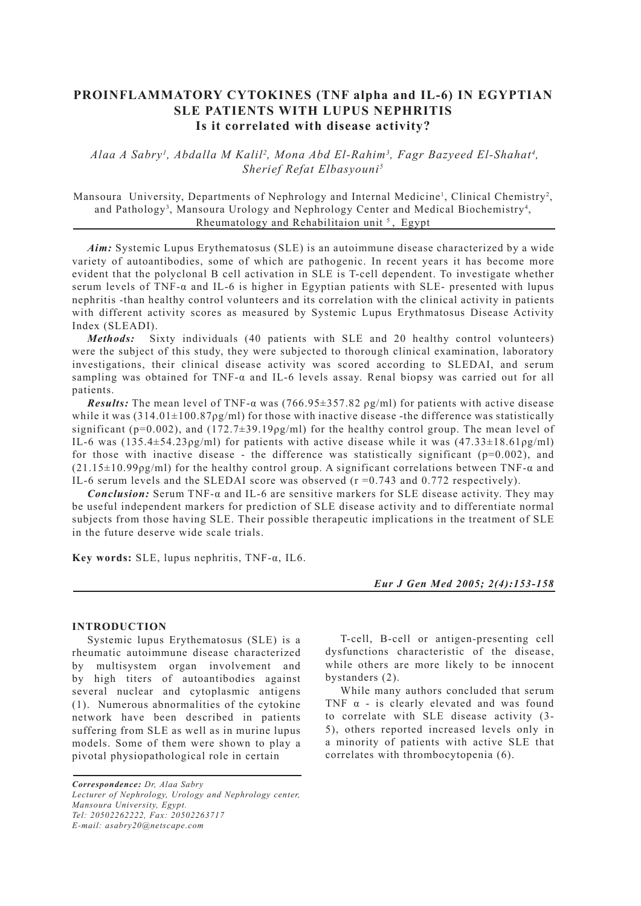# PROINFLAMMATORY CYTOKINES (TNF alpha and IL-6) IN EGYPTIAN SLE PATIENTS WITH LUPUS NEPHRITIS

## Is it correlated with disease activity?

*Alaa A Sabry[1], Abdalla M Kalil[2], Mona Abd El-Rahim[3], Fagr Bazyeed El-Shahat[4], Sherief Refat Elbasyouni[5]*

Mansoura University, Departments of Nephrology and Internal Medicine[1], Clinical Chemistry[2], and Pathology[3], Mansoura Urology and Nephrology Center and Medical Biochemistry[4], Rheumatology and Rehabilitaion unit [5], Egypt

***Aim:*** Systemic Lupus Erythematosus (SLE) is an autoimmune disease characterized by a wide variety of autoantibodies, some of which are pathogenic. In recent years it has become more evident that the polyclonal B cell activation in SLE is T-cell dependent. To investigate whether serum levels of TNF-α and IL-6 is higher in Egyptian patients with SLE- presented with lupus nephritis -than healthy control volunteers and its correlation with the clinical activity in patients with different activity scores as measured by Systemic Lupus Erythmatosus Disease Activity Index (SLEADI).

***Methods:*** Sixty individuals (40 patients with SLE and 20 healthy control volunteers) were the subject of this study, they were subjected to thorough clinical examination, laboratory investigations, their clinical disease activity was scored according to SLEDAI, and serum sampling was obtained for TNF-α and IL-6 levels assay. Renal biopsy was carried out for all patients.

***Results:*** The mean level of TNF-α was (766.95±357.82 ρg/ml) for patients with active disease while it was (314.01±100.87ρg/ml) for those with inactive disease -the difference was statistically significant (p=0.002), and (172.7±39.19ρg/ml) for the healthy control group. The mean level of IL-6 was (135.4±54.23ρg/ml) for patients with active disease while it was (47.33±18.61ρg/ml) for those with inactive disease - the difference was statistically significant (p=0.002), and (21.15±10.99ρg/ml) for the healthy control group. A significant correlations between TNF-α and IL-6 serum levels and the SLEDAI score was observed (r =0.743 and 0.772 respectively).

***Conclusion:*** Serum TNF-α and IL-6 are sensitive markers for SLE disease activity. They may be useful independent markers for prediction of SLE disease activity and to differentiate normal subjects from those having SLE. Their possible therapeutic implications in the treatment of SLE in the future deserve wide scale trials.

**Key words:** SLE, lupus nephritis, TNF-α, IL6.

## INTRODUCTION

Systemic lupus Erythematosus (SLE) is a rheumatic autoimmune disease characterized by multisystem organ involvement and by high titers of autoantibodies against several nuclear and cytoplasmic antigens (1). Numerous abnormalities of the cytokine network have been described in patients suffering from SLE as well as in murine lupus models. Some of them were shown to play a pivotal physiopathological role in certain T-cell, B-cell or antigen-presenting cell dysfunctions characteristic of the disease, while others are more likely to be innocent bystanders (2).

While many authors concluded that serum TNF α - is clearly elevated and was found to correlate with SLE disease activity (3-5), others reported increased levels only in a minority of patients with active SLE that correlates with thrombocytopenia (6).

*Correspondence: Dr, Alaa Sabry*
*Lecturer of Nephrology, Urology and Nephrology center, Mansoura University, Egypt.*
*Tel: 20502262222, Fax: 20502263717*
*E-mail: asabry20@netscape.com*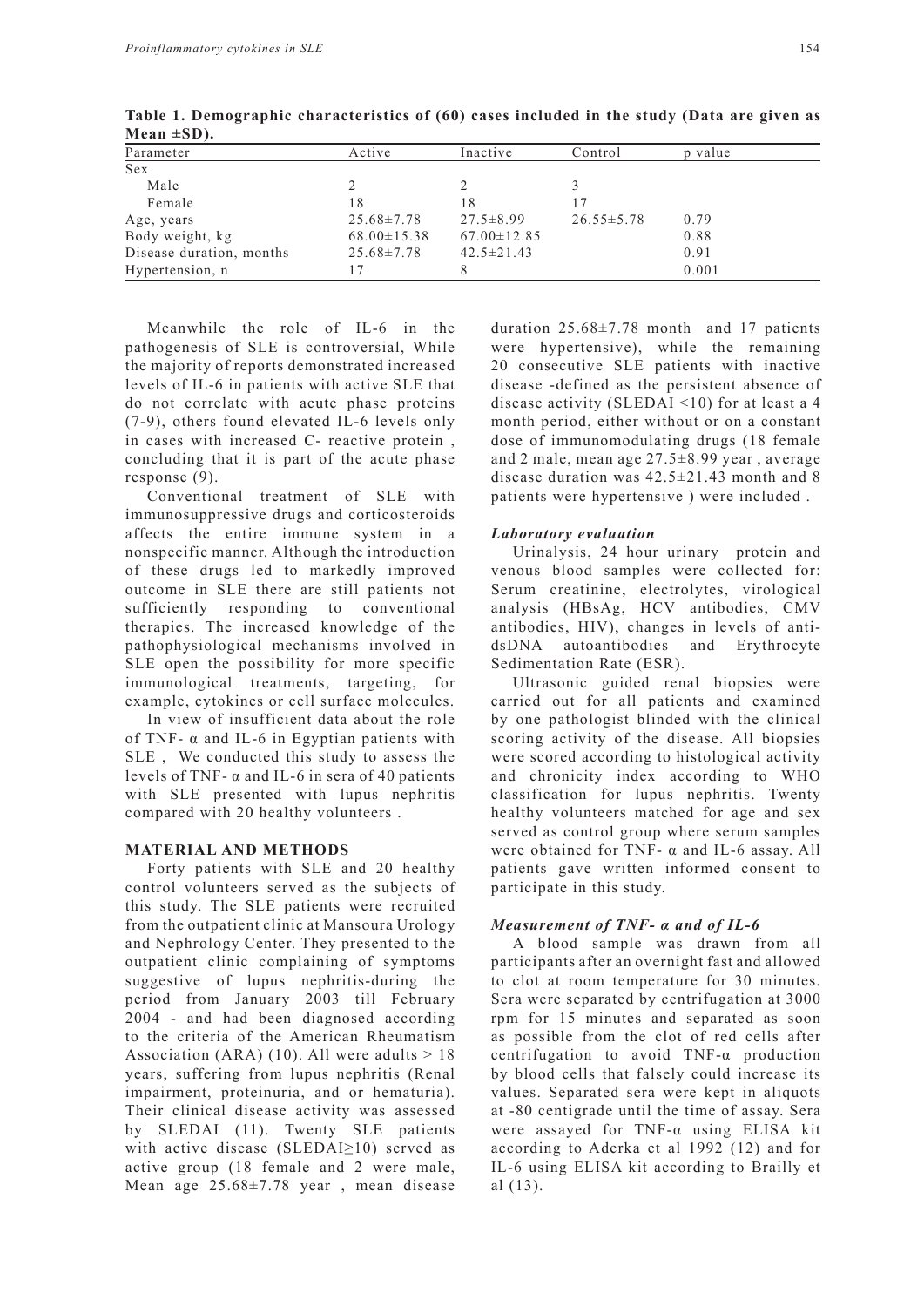**Table 1. Demographic characteristics of (60) cases included in the study (Data are given as Mean ±SD).**

| Parameter | Active | Inactive | Control | p value |
|---|---|---|---|---|
| Sex | | | | |
| Male | 2 | 2 | 3 | |
| Female | 18 | 18 | 17 | |
| Age, years | 25.68±7.78 | 27.5±8.99 | 26.55±5.78 | 0.79 |
| Body weight, kg | 68.00±15.38 | 67.00±12.85 | | 0.88 |
| Disease duration, months | 25.68±7.78 | 42.5±21.43 | | 0.91 |
| Hypertension, n | 17 | 8 | | 0.001 |

Meanwhile the role of IL-6 in the pathogenesis of SLE is controversial, While the majority of reports demonstrated increased levels of IL-6 in patients with active SLE that do not correlate with acute phase proteins (7-9), others found elevated IL-6 levels only in cases with increased C- reactive protein , concluding that it is part of the acute phase response (9).

Conventional treatment of SLE with immunosuppressive drugs and corticosteroids affects the entire immune system in a nonspecific manner. Although the introduction of these drugs led to markedly improved outcome in SLE there are still patients not sufficiently responding to conventional therapies. The increased knowledge of the pathophysiological mechanisms involved in SLE open the possibility for more specific immunological treatments, targeting, for example, cytokines or cell surface molecules.

In view of insufficient data about the role of TNF- α and IL-6 in Egyptian patients with SLE , We conducted this study to assess the levels of TNF- α and IL-6 in sera of 40 patients with SLE presented with lupus nephritis compared with 20 healthy volunteers .

## MATERIAL AND METHODS

Forty patients with SLE and 20 healthy control volunteers served as the subjects of this study. The SLE patients were recruited from the outpatient clinic at Mansoura Urology and Nephrology Center. They presented to the outpatient clinic complaining of symptoms suggestive of lupus nephritis-during the period from January 2003 till February 2004 - and had been diagnosed according to the criteria of the American Rheumatism Association (ARA) (10). All were adults > 18 years, suffering from lupus nephritis (Renal impairment, proteinuria, and or hematuria). Their clinical disease activity was assessed by SLEDAI (11). Twenty SLE patients with active disease (SLEDAI≥10) served as active group (18 female and 2 were male, Mean age 25.68±7.78 year , mean disease duration 25.68±7.78 month and 17 patients were hypertensive), while the remaining 20 consecutive SLE patients with inactive disease -defined as the persistent absence of disease activity (SLEDAI <10) for at least a 4 month period, either without or on a constant dose of immunomodulating drugs (18 female and 2 male, mean age 27.5±8.99 year , average disease duration was 42.5±21.43 month and 8 patients were hypertensive ) were included .

### *Laboratory evaluation*

Urinalysis, 24 hour urinary protein and venous blood samples were collected for: Serum creatinine, electrolytes, virological analysis (HBsAg, HCV antibodies, CMV antibodies, HIV), changes in levels of anti-dsDNA autoantibodies and Erythrocyte Sedimentation Rate (ESR).

Ultrasonic guided renal biopsies were carried out for all patients and examined by one pathologist blinded with the clinical scoring activity of the disease. All biopsies were scored according to histological activity and chronicity index according to WHO classification for lupus nephritis. Twenty healthy volunteers matched for age and sex served as control group where serum samples were obtained for TNF- α and IL-6 assay. All patients gave written informed consent to participate in this study.

### *Measurement of TNF- α and of IL-6*

A blood sample was drawn from all participants after an overnight fast and allowed to clot at room temperature for 30 minutes. Sera were separated by centrifugation at 3000 rpm for 15 minutes and separated as soon as possible from the clot of red cells after centrifugation to avoid TNF-α production by blood cells that falsely could increase its values. Separated sera were kept in aliquots at -80 centigrade until the time of assay. Sera were assayed for TNF-α using ELISA kit according to Aderka et al 1992 (12) and for IL-6 using ELISA kit according to Brailly et al (13).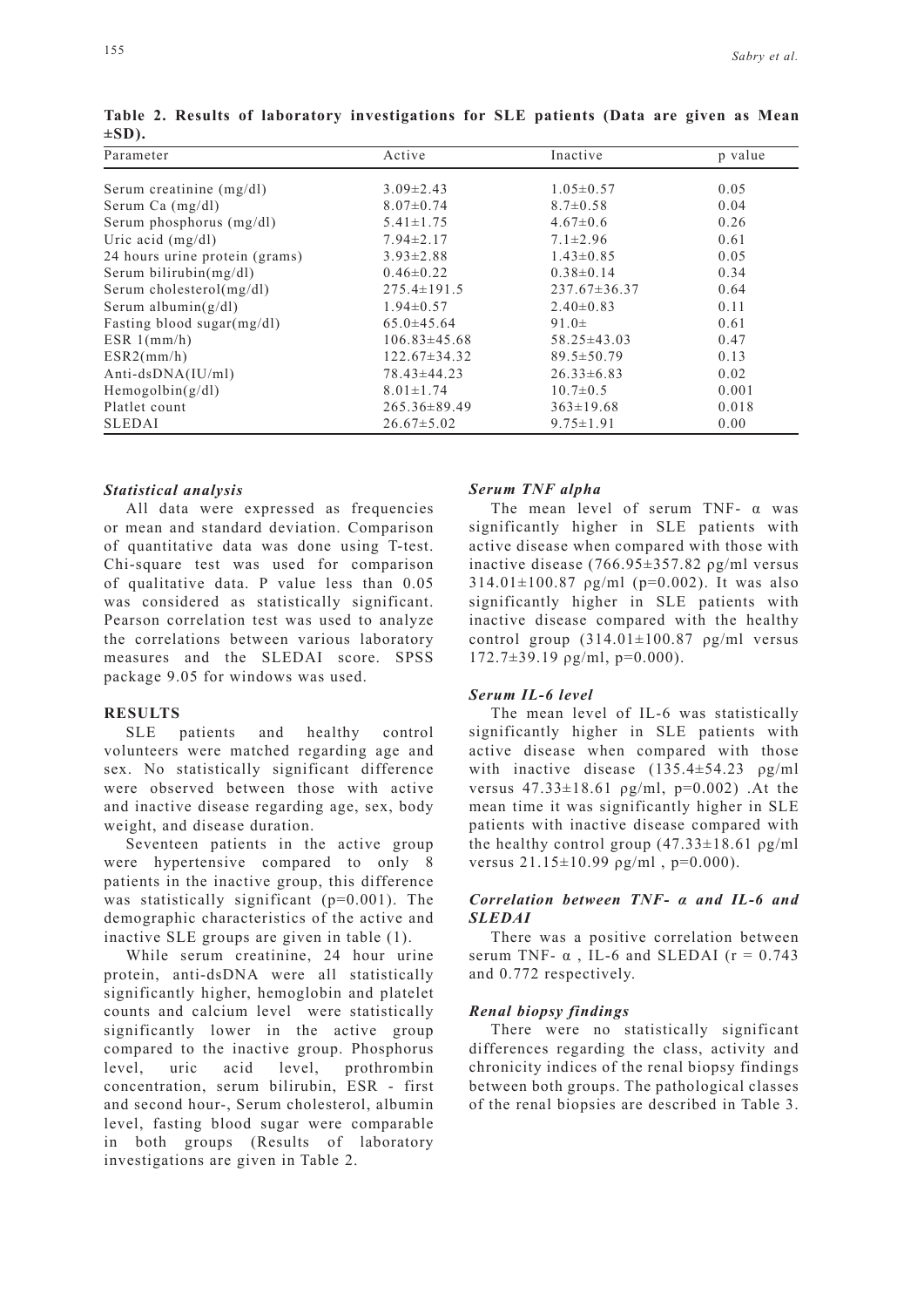**Table 2. Results of laboratory investigations for SLE patients (Data are given as Mean ±SD).**

| Parameter | Active | Inactive | p value |
|---|---|---|---|
| Serum creatinine (mg/dl) | 3.09±2.43 | 1.05±0.57 | 0.05 |
| Serum Ca (mg/dl) | 8.07±0.74 | 8.7±0.58 | 0.04 |
| Serum phosphorus (mg/dl) | 5.41±1.75 | 4.67±0.6 | 0.26 |
| Uric acid (mg/dl) | 7.94±2.17 | 7.1±2.96 | 0.61 |
| 24 hours urine protein (grams) | 3.93±2.88 | 1.43±0.85 | 0.05 |
| Serum bilirubin(mg/dl) | 0.46±0.22 | 0.38±0.14 | 0.34 |
| Serum cholesterol(mg/dl) | 275.4±191.5 | 237.67±36.37 | 0.64 |
| Serum albumin(g/dl) | 1.94±0.57 | 2.40±0.83 | 0.11 |
| Fasting blood sugar(mg/dl) | 65.0±45.64 | 91.0± | 0.61 |
| ESR 1(mm/h) | 106.83±45.68 | 58.25±43.03 | 0.47 |
| ESR2(mm/h) | 122.67±34.32 | 89.5±50.79 | 0.13 |
| Anti-dsDNA(IU/ml) | 78.43±44.23 | 26.33±6.83 | 0.02 |
| Hemogolbin(g/dl) | 8.01±1.74 | 10.7±0.5 | 0.001 |
| Platlet count | 265.36±89.49 | 363±19.68 | 0.018 |
| SLEDAI | 26.67±5.02 | 9.75±1.91 | 0.00 |

### *Statistical analysis*

All data were expressed as frequencies or mean and standard deviation. Comparison of quantitative data was done using T-test. Chi-square test was used for comparison of qualitative data. P value less than 0.05 was considered as statistically significant. Pearson correlation test was used to analyze the correlations between various laboratory measures and the SLEDAI score. SPSS package 9.05 for windows was used.

## RESULTS

SLE patients and healthy control volunteers were matched regarding age and sex. No statistically significant difference were observed between those with active and inactive disease regarding age, sex, body weight, and disease duration.

Seventeen patients in the active group were hypertensive compared to only 8 patients in the inactive group, this difference was statistically significant (p=0.001). The demographic characteristics of the active and inactive SLE groups are given in table (1).

While serum creatinine, 24 hour urine protein, anti-dsDNA were all statistically significantly higher, hemoglobin and platelet counts and calcium level were statistically significantly lower in the active group compared to the inactive group. Phosphorus level, uric acid level, prothrombin concentration, serum bilirubin, ESR - first and second hour-, Serum cholesterol, albumin level, fasting blood sugar were comparable in both groups (Results of laboratory investigations are given in Table 2.

### *Serum TNF alpha*

The mean level of serum TNF- α was significantly higher in SLE patients with active disease when compared with those with inactive disease (766.95±357.82 ρg/ml versus 314.01±100.87 ρg/ml (p=0.002). It was also significantly higher in SLE patients with inactive disease compared with the healthy control group (314.01±100.87 ρg/ml versus 172.7±39.19 ρg/ml, p=0.000).

### *Serum IL-6 level*

The mean level of IL-6 was statistically significantly higher in SLE patients with active disease when compared with those with inactive disease (135.4±54.23 ρg/ml versus 47.33±18.61 ρg/ml, p=0.002) .At the mean time it was significantly higher in SLE patients with inactive disease compared with the healthy control group (47.33±18.61 ρg/ml versus 21.15±10.99 ρg/ml , p=0.000).

### *Correlation between TNF- α and IL-6 and SLEDAI*

There was a positive correlation between serum TNF- α , IL-6 and SLEDAI (r = 0.743 and 0.772 respectively.

### *Renal biopsy findings*

There were no statistically significant differences regarding the class, activity and chronicity indices of the renal biopsy findings between both groups. The pathological classes of the renal biopsies are described in Table 3.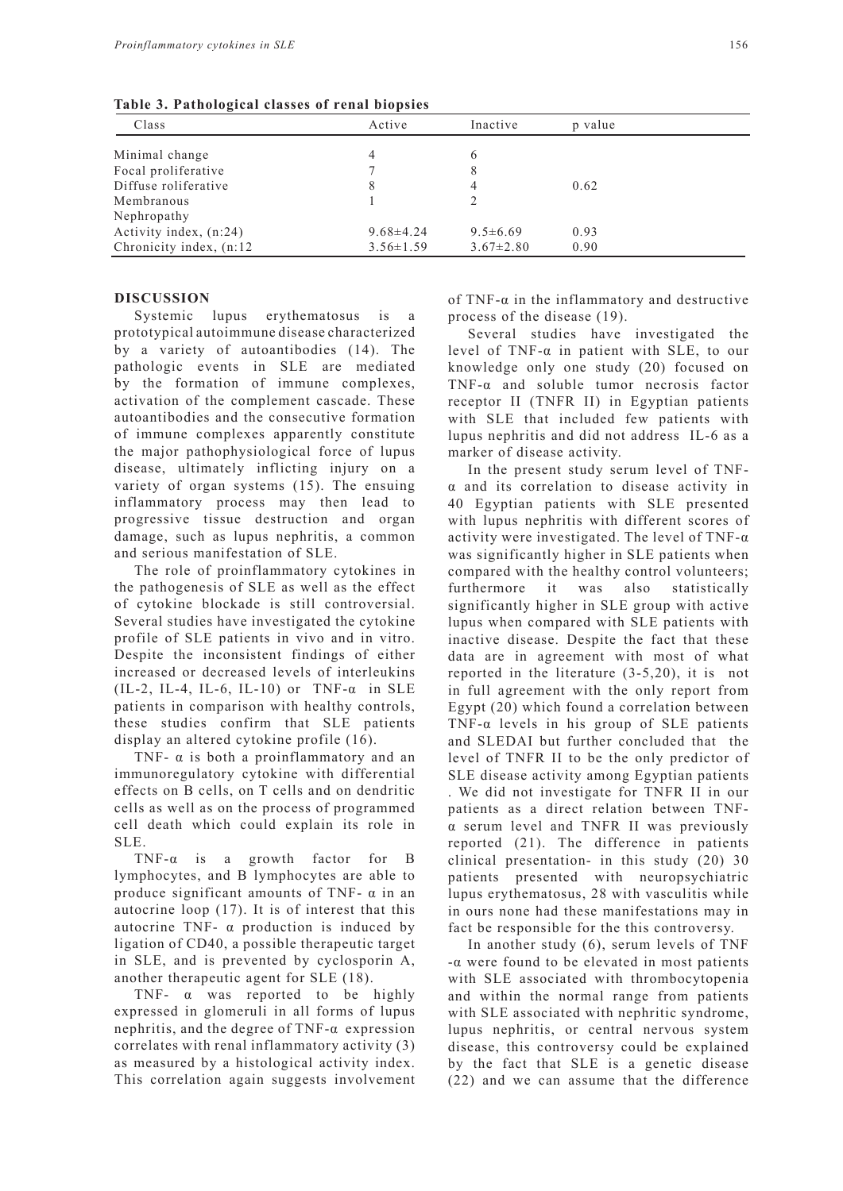**Table 3. Pathological classes of renal biopsies**

| Class | Active | Inactive | p value |
|---|---|---|---|
| Minimal change | 4 | 6 | |
| Focal proliferative | 7 | 8 | |
| Diffuse roliferative | 8 | 4 | 0.62 |
| Membranous Nephropathy | 1 | 2 | |
| Activity index, (n:24) | 9.68±4.24 | 9.5±6.69 | 0.93 |
| Chronicity index, (n:12 | 3.56±1.59 | 3.67±2.80 | 0.90 |

## DISCUSSION

Systemic lupus erythematosus is a prototypical autoimmune disease characterized by a variety of autoantibodies (14). The pathologic events in SLE are mediated by the formation of immune complexes, activation of the complement cascade. These autoantibodies and the consecutive formation of immune complexes apparently constitute the major pathophysiological force of lupus disease, ultimately inflicting injury on a variety of organ systems (15). The ensuing inflammatory process may then lead to progressive tissue destruction and organ damage, such as lupus nephritis, a common and serious manifestation of SLE.

The role of proinflammatory cytokines in the pathogenesis of SLE as well as the effect of cytokine blockade is still controversial. Several studies have investigated the cytokine profile of SLE patients in vivo and in vitro. Despite the inconsistent findings of either increased or decreased levels of interleukins (IL-2, IL-4, IL-6, IL-10) or TNF-α in SLE patients in comparison with healthy controls, these studies confirm that SLE patients display an altered cytokine profile (16).

TNF- α is both a proinflammatory and an immunoregulatory cytokine with differential effects on B cells, on T cells and on dendritic cells as well as on the process of programmed cell death which could explain its role in SLE.

TNF-α is a growth factor for B lymphocytes, and B lymphocytes are able to produce significant amounts of TNF- α in an autocrine loop (17). It is of interest that this autocrine TNF- α production is induced by ligation of CD40, a possible therapeutic target in SLE, and is prevented by cyclosporin A, another therapeutic agent for SLE (18).

TNF- α was reported to be highly expressed in glomeruli in all forms of lupus nephritis, and the degree of TNF-α expression correlates with renal inflammatory activity (3) as measured by a histological activity index. This correlation again suggests involvement of TNF-α in the inflammatory and destructive process of the disease (19).

Several studies have investigated the level of TNF-α in patient with SLE, to our knowledge only one study (20) focused on TNF-α and soluble tumor necrosis factor receptor II (TNFR II) in Egyptian patients with SLE that included few patients with lupus nephritis and did not address IL-6 as a marker of disease activity.

In the present study serum level of TNF-α and its correlation to disease activity in 40 Egyptian patients with SLE presented with lupus nephritis with different scores of activity were investigated. The level of TNF-α was significantly higher in SLE patients when compared with the healthy control volunteers; furthermore it was also statistically significantly higher in SLE group with active lupus when compared with SLE patients with inactive disease. Despite the fact that these data are in agreement with most of what reported in the literature (3-5,20), it is not in full agreement with the only report from Egypt (20) which found a correlation between TNF-α levels in his group of SLE patients and SLEDAI but further concluded that the level of TNFR II to be the only predictor of SLE disease activity among Egyptian patients . We did not investigate for TNFR II in our patients as a direct relation between TNF-α serum level and TNFR II was previously reported (21). The difference in patients clinical presentation- in this study (20) 30 patients presented with neuropsychiatric lupus erythematosus, 28 with vasculitis while in ours none had these manifestations may in fact be responsible for the this controversy.

In another study (6), serum levels of TNF -α were found to be elevated in most patients with SLE associated with thrombocytopenia and within the normal range from patients with SLE associated with nephritic syndrome, lupus nephritis, or central nervous system disease, this controversy could be explained by the fact that SLE is a genetic disease (22) and we can assume that the difference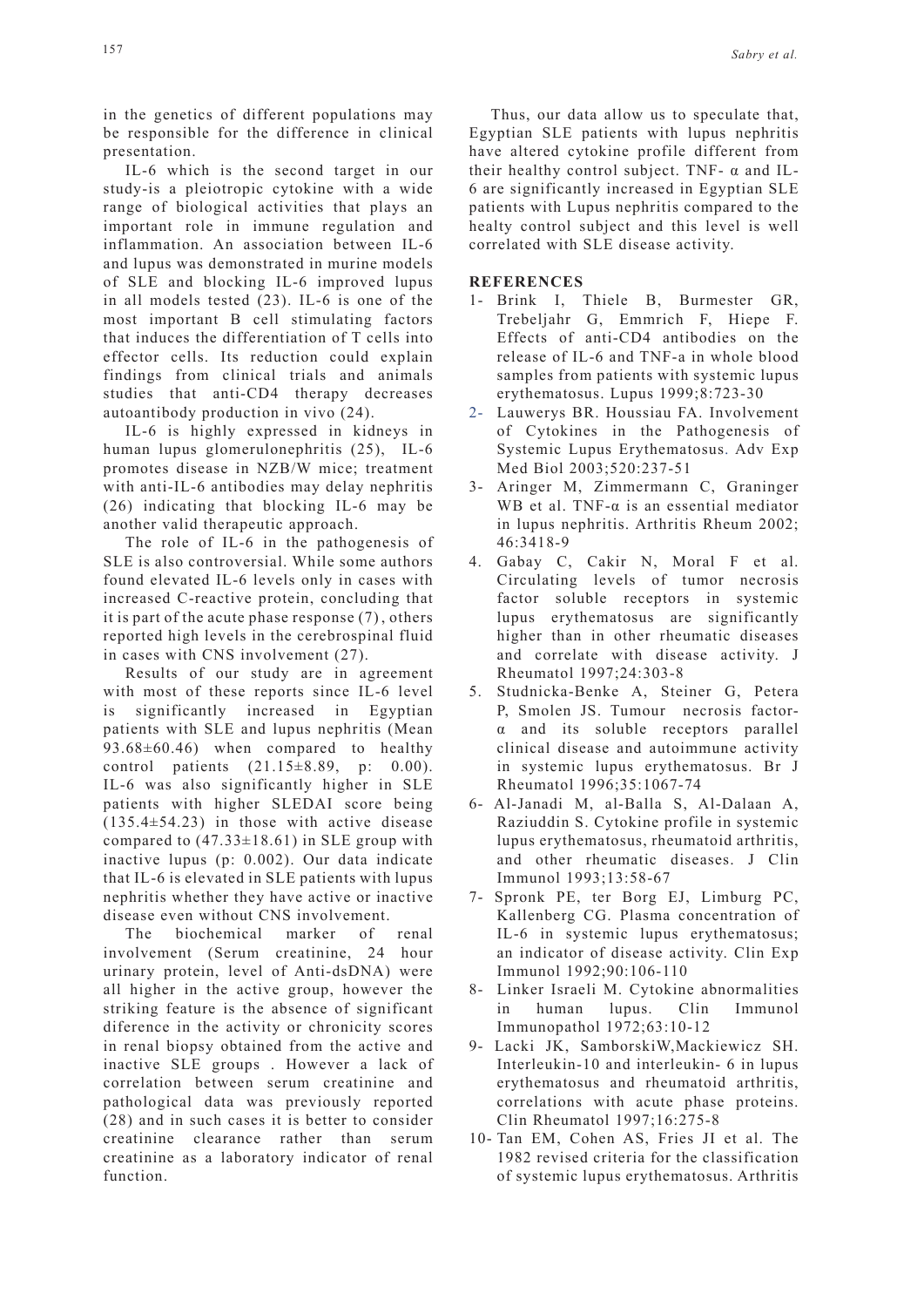in the genetics of different populations may be responsible for the difference in clinical presentation.

IL-6 which is the second target in our study-is a pleiotropic cytokine with a wide range of biological activities that plays an important role in immune regulation and inflammation. An association between IL-6 and lupus was demonstrated in murine models of SLE and blocking IL-6 improved lupus in all models tested (23). IL-6 is one of the most important B cell stimulating factors that induces the differentiation of T cells into effector cells. Its reduction could explain findings from clinical trials and animals studies that anti-CD4 therapy decreases autoantibody production in vivo (24).

IL-6 is highly expressed in kidneys in human lupus glomerulonephritis (25), IL-6 promotes disease in NZB/W mice; treatment with anti-IL-6 antibodies may delay nephritis (26) indicating that blocking IL-6 may be another valid therapeutic approach.

The role of IL-6 in the pathogenesis of SLE is also controversial. While some authors found elevated IL-6 levels only in cases with increased C-reactive protein, concluding that it is part of the acute phase response (7), others reported high levels in the cerebrospinal fluid in cases with CNS involvement (27).

Results of our study are in agreement with most of these reports since IL-6 level is significantly increased in Egyptian patients with SLE and lupus nephritis (Mean 93.68±60.46) when compared to healthy control patients (21.15±8.89, p: 0.00). IL-6 was also significantly higher in SLE patients with higher SLEDAI score being (135.4±54.23) in those with active disease compared to (47.33±18.61) in SLE group with inactive lupus (p: 0.002). Our data indicate that IL-6 is elevated in SLE patients with lupus nephritis whether they have active or inactive disease even without CNS involvement.

The biochemical marker of renal involvement (Serum creatinine, 24 hour urinary protein, level of Anti-dsDNA) were all higher in the active group, however the striking feature is the absence of significant diference in the activity or chronicity scores in renal biopsy obtained from the active and inactive SLE groups . However a lack of correlation between serum creatinine and pathological data was previously reported (28) and in such cases it is better to consider creatinine clearance rather than serum creatinine as a laboratory indicator of renal function.

Thus, our data allow us to speculate that, Egyptian SLE patients with lupus nephritis have altered cytokine profile different from their healthy control subject. TNF- α and IL-6 are significantly increased in Egyptian SLE patients with Lupus nephritis compared to the healty control subject and this level is well correlated with SLE disease activity.

## REFERENCES

1- Brink I, Thiele B, Burmester GR, Trebeljahr G, Emmrich F, Hiepe F. Effects of anti-CD4 antibodies on the release of IL-6 and TNF-a in whole blood samples from patients with systemic lupus erythematosus. Lupus 1999;8:723-30

2- Lauwerys BR. Houssiau FA. Involvement of Cytokines in the Pathogenesis of Systemic Lupus Erythematosus. Adv Exp Med Biol 2003;520:237-51

3- Aringer M, Zimmermann C, Graninger WB et al. TNF-α is an essential mediator in lupus nephritis. Arthritis Rheum 2002; 46:3418-9

4. Gabay C, Cakir N, Moral F et al. Circulating levels of tumor necrosis factor soluble receptors in systemic lupus erythematosus are significantly higher than in other rheumatic diseases and correlate with disease activity. J Rheumatol 1997;24:303-8

5. Studnicka-Benke A, Steiner G, Petera P, Smolen JS. Tumour necrosis factor-α and its soluble receptors parallel clinical disease and autoimmune activity in systemic lupus erythematosus. Br J Rheumatol 1996;35:1067-74

6- Al-Janadi M, al-Balla S, Al-Dalaan A, Raziuddin S. Cytokine profile in systemic lupus erythematosus, rheumatoid arthritis, and other rheumatic diseases. J Clin Immunol 1993;13:58-67

7- Spronk PE, ter Borg EJ, Limburg PC, Kallenberg CG. Plasma concentration of IL-6 in systemic lupus erythematosus; an indicator of disease activity. Clin Exp Immunol 1992;90:106-110

8- Linker Israeli M. Cytokine abnormalities in human lupus. Clin Immunol Immunopathol 1972;63:10-12

9- Lacki JK, SamborskiW,Mackiewicz SH. Interleukin-10 and interleukin- 6 in lupus erythematosus and rheumatoid arthritis, correlations with acute phase proteins. Clin Rheumatol 1997;16:275-8

10- Tan EM, Cohen AS, Fries JI et al. The 1982 revised criteria for the classification of systemic lupus erythematosus. Arthritis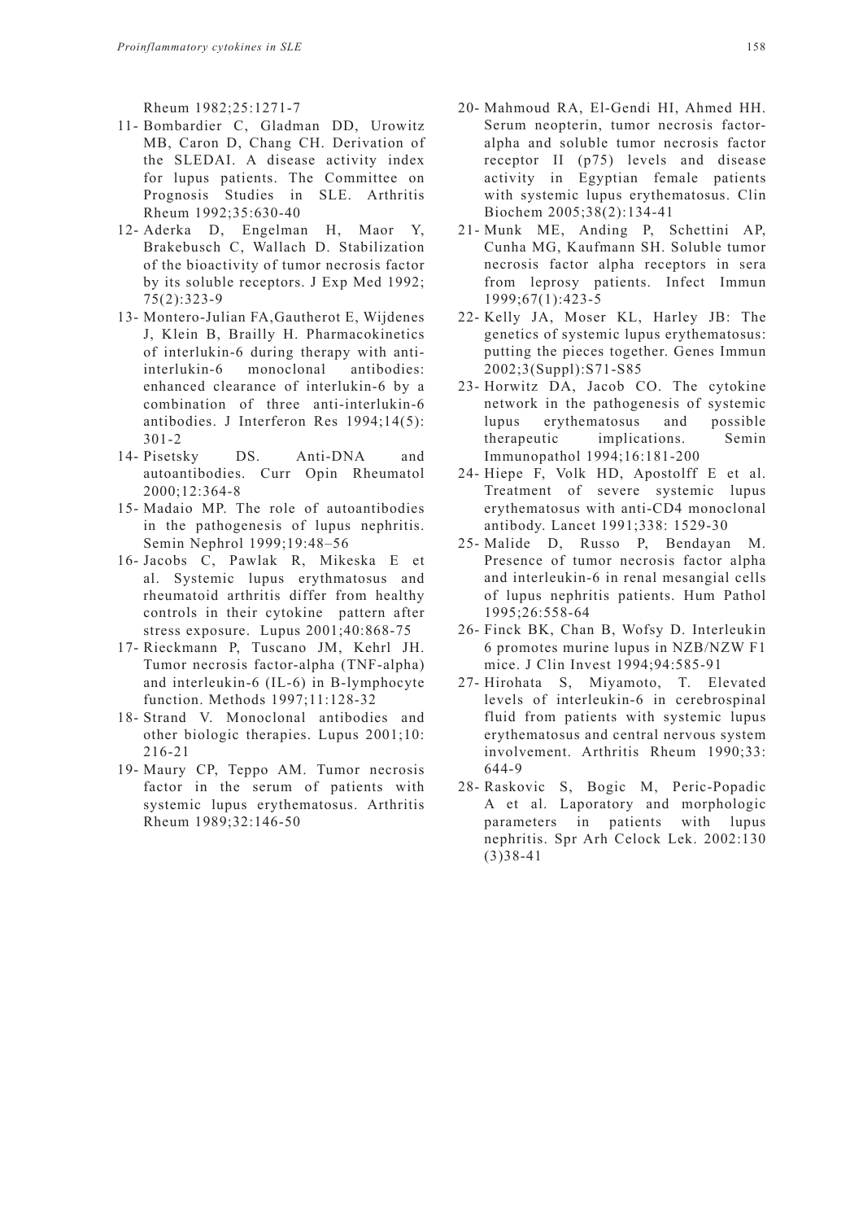Rheum 1982;25:1271-7

11- Bombardier C, Gladman DD, Urowitz MB, Caron D, Chang CH. Derivation of the SLEDAI. A disease activity index for lupus patients. The Committee on Prognosis Studies in SLE. Arthritis Rheum 1992;35:630-40
12- Aderka D, Engelman H, Maor Y, Brakebusch C, Wallach D. Stabilization of the bioactivity of tumor necrosis factor by its soluble receptors. J Exp Med 1992; 75(2):323-9
13- Montero-Julian FA,Gautherot E, Wijdenes J, Klein B, Brailly H. Pharmacokinetics of interlukin-6 during therapy with anti-interlukin-6 monoclonal antibodies: enhanced clearance of interlukin-6 by a combination of three anti-interlukin-6 antibodies. J Interferon Res 1994;14(5): 301-2
14- Pisetsky DS. Anti-DNA and autoantibodies. Curr Opin Rheumatol 2000;12:364-8
15- Madaio MP. The role of autoantibodies in the pathogenesis of lupus nephritis. Semin Nephrol 1999;19:48–56
16- Jacobs C, Pawlak R, Mikeska E et al. Systemic lupus erythmatosus and rheumatoid arthritis differ from healthy controls in their cytokine pattern after stress exposure. Lupus 2001;40:868-75
17- Rieckmann P, Tuscano JM, Kehrl JH. Tumor necrosis factor-alpha (TNF-alpha) and interleukin-6 (IL-6) in B-lymphocyte function. Methods 1997;11:128-32
18- Strand V. Monoclonal antibodies and other biologic therapies. Lupus 2001;10: 216-21
19- Maury CP, Teppo AM. Tumor necrosis factor in the serum of patients with systemic lupus erythematosus. Arthritis Rheum 1989;32:146-50
20- Mahmoud RA, El-Gendi HI, Ahmed HH. Serum neopterin, tumor necrosis factor-alpha and soluble tumor necrosis factor receptor II (p75) levels and disease activity in Egyptian female patients with systemic lupus erythematosus. Clin Biochem 2005;38(2):134-41
21- Munk ME, Anding P, Schettini AP, Cunha MG, Kaufmann SH. Soluble tumor necrosis factor alpha receptors in sera from leprosy patients. Infect Immun 1999;67(1):423-5
22- Kelly JA, Moser KL, Harley JB: The genetics of systemic lupus erythematosus: putting the pieces together. Genes Immun 2002;3(Suppl):S71-S85
23- Horwitz DA, Jacob CO. The cytokine network in the pathogenesis of systemic lupus erythematosus and possible therapeutic implications. Semin Immunopathol 1994;16:181-200
24- Hiepe F, Volk HD, Apostolff E et al. Treatment of severe systemic lupus erythematosus with anti-CD4 monoclonal antibody. Lancet 1991;338: 1529-30
25- Malide D, Russo P, Bendayan M. Presence of tumor necrosis factor alpha and interleukin-6 in renal mesangial cells of lupus nephritis patients. Hum Pathol 1995;26:558-64
26- Finck BK, Chan B, Wofsy D. Interleukin 6 promotes murine lupus in NZB/NZW F1 mice. J Clin Invest 1994;94:585-91
27- Hirohata S, Miyamoto, T. Elevated levels of interleukin-6 in cerebrospinal fluid from patients with systemic lupus erythematosus and central nervous system involvement. Arthritis Rheum 1990;33: 644-9
28- Raskovic S, Bogic M, Peric-Popadic A et al. Laporatory and morphologic parameters in patients with lupus nephritis. Spr Arh Celock Lek. 2002:130 (3)38-41